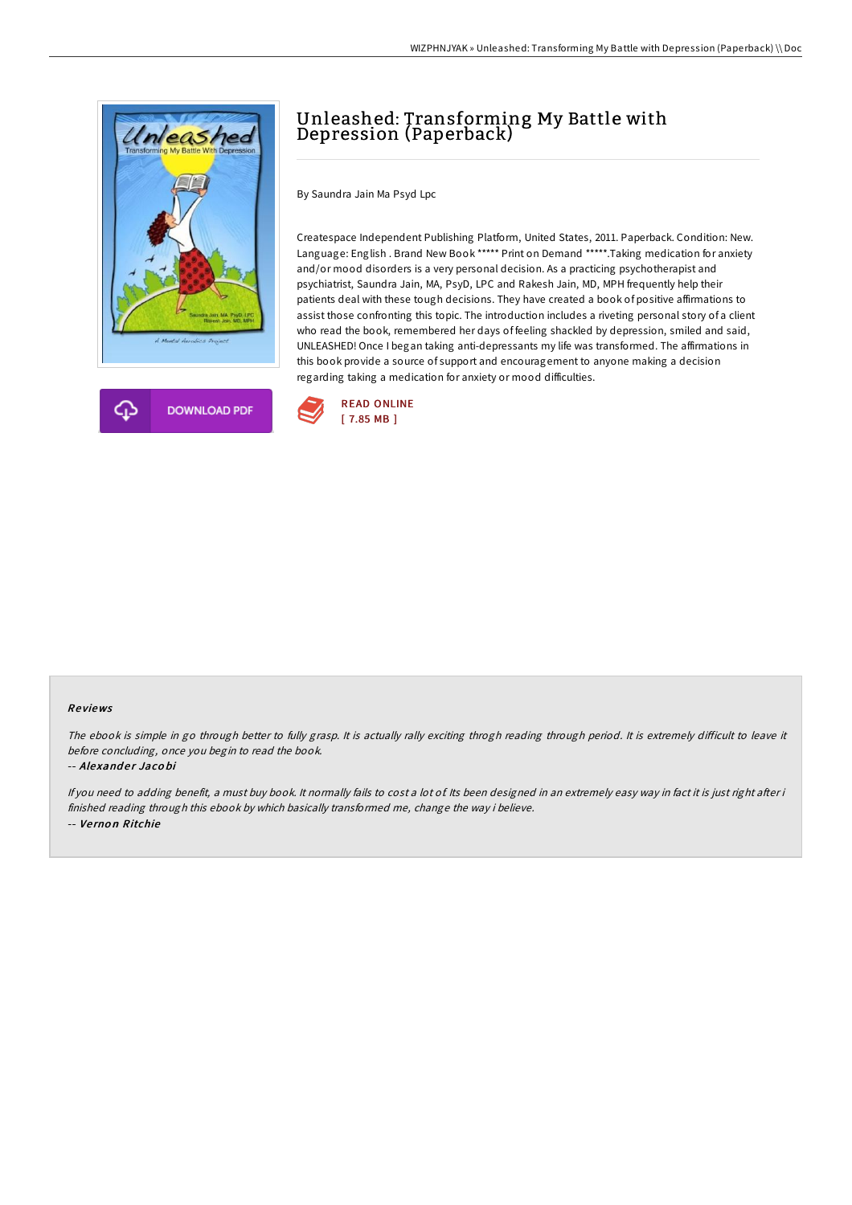# Unleashed: Transforming My Battle with Depression (Paperback)

By Saundra Jain Ma Psyd Lpc

Createspace Independent Publishing Platform, United States, 2011. Paperback. Condition: New. Language: English . Brand New Book ***** Print on Demand *****.Taking medication for anxiety and/or mood disorders is a very personal decision. As a practicing psychotherapist and psychiatrist, Saundra Jain, MA, PsyD, LPC and Rakesh Jain, MD, MPH frequently help their patients deal with these tough decisions. They have created a book of positive affirmations to assist those confronting this topic. The introduction includes a riveting personal story of a client who read the book, remembered her days of feeling shackled by depression, smiled and said, UNLEASHED! Once I began taking anti-depressants my life was transformed. The affirmations in this book provide a source of support and encouragement to anyone making a decision regarding taking a medication for anxiety or mood difficulties.

DOWNLOAD PDF

READ ONLINE
[ 7.85 MB ]

### Reviews

*The ebook is simple in go through better to fully grasp. It is actually rally exciting throgh reading through period. It is extremely difficult to leave it before concluding, once you begin to read the book.*

-- ***Alexander Jacobi***

*If you need to adding benefit, a must buy book. It normally fails to cost a lot of. Its been designed in an extremely easy way in fact it is just right after i finished reading through this ebook by which basically transformed me, change the way i believe.*

-- ***Vernon Ritchie***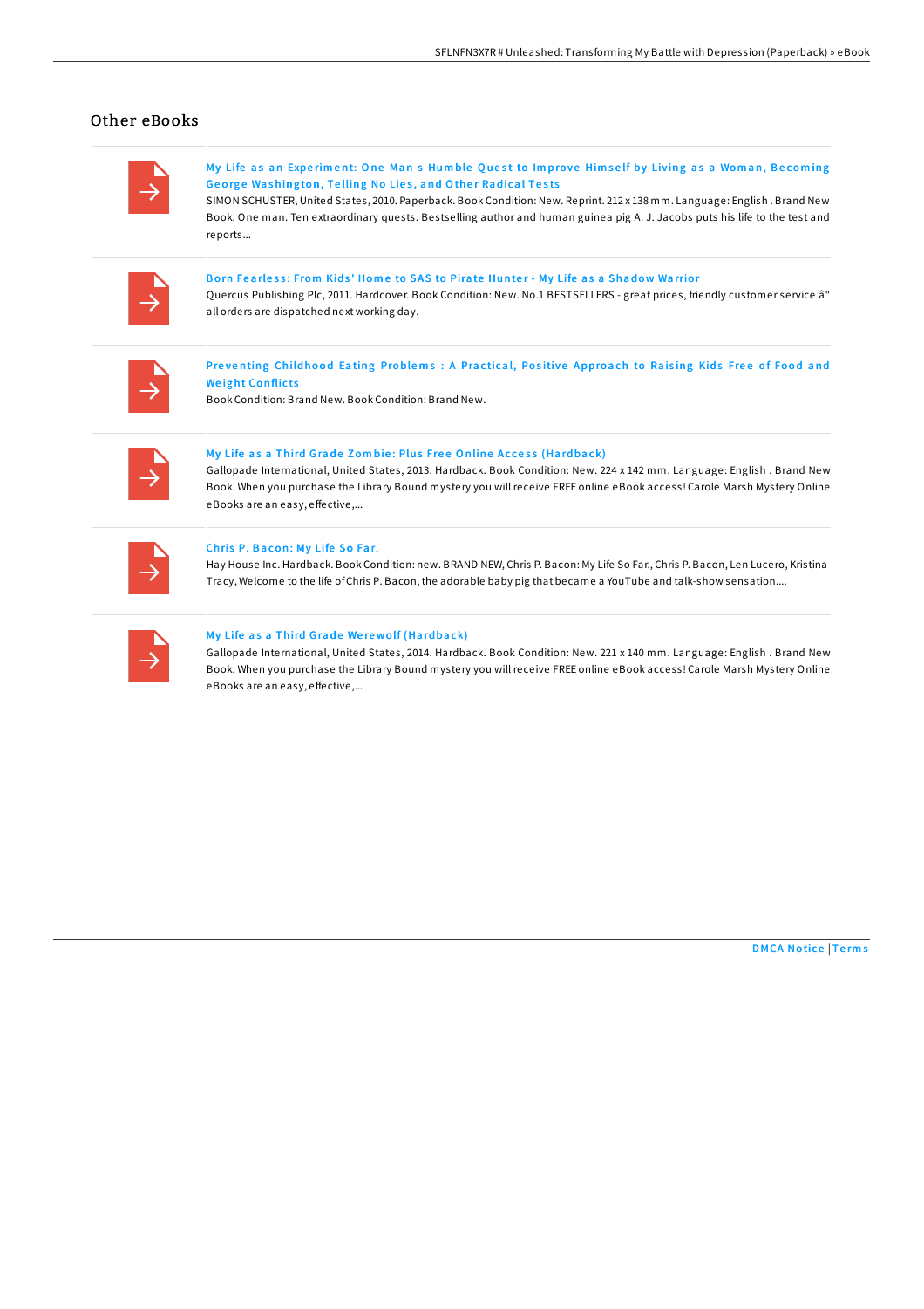## Other eBooks

**My Life as an Experiment: One Man s Humble Quest to Improve Himself by Living as a Woman, Becoming George Washington, Telling No Lies, and Other Radical Tests**

SIMON SCHUSTER, United States, 2010. Paperback. Book Condition: New. Reprint. 212 x 138 mm. Language: English . Brand New Book. One man. Ten extraordinary quests. Bestselling author and human guinea pig A. J. Jacobs puts his life to the test and reports...

**Born Fearless: From Kids' Home to SAS to Pirate Hunter - My Life as a Shadow Warrior**

Quercus Publishing Plc, 2011. Hardcover. Book Condition: New. No.1 BESTSELLERS - great prices, friendly customer service â" all orders are dispatched next working day.

**Preventing Childhood Eating Problems : A Practical, Positive Approach to Raising Kids Free of Food and Weight Conflicts**

Book Condition: Brand New. Book Condition: Brand New.

**My Life as a Third Grade Zombie: Plus Free Online Access (Hardback)**

Gallopade International, United States, 2013. Hardback. Book Condition: New. 224 x 142 mm. Language: English . Brand New Book. When you purchase the Library Bound mystery you will receive FREE online eBook access! Carole Marsh Mystery Online eBooks are an easy, effective,...

**Chris P. Bacon: My Life So Far.**

Hay House Inc. Hardback. Book Condition: new. BRAND NEW, Chris P. Bacon: My Life So Far., Chris P. Bacon, Len Lucero, Kristina Tracy, Welcome to the life of Chris P. Bacon, the adorable baby pig that became a YouTube and talk-show sensation....

**My Life as a Third Grade Werewolf (Hardback)**

Gallopade International, United States, 2014. Hardback. Book Condition: New. 221 x 140 mm. Language: English . Brand New Book. When you purchase the Library Bound mystery you will receive FREE online eBook access! Carole Marsh Mystery Online eBooks are an easy, effective,...

DMCA Notice | Terms